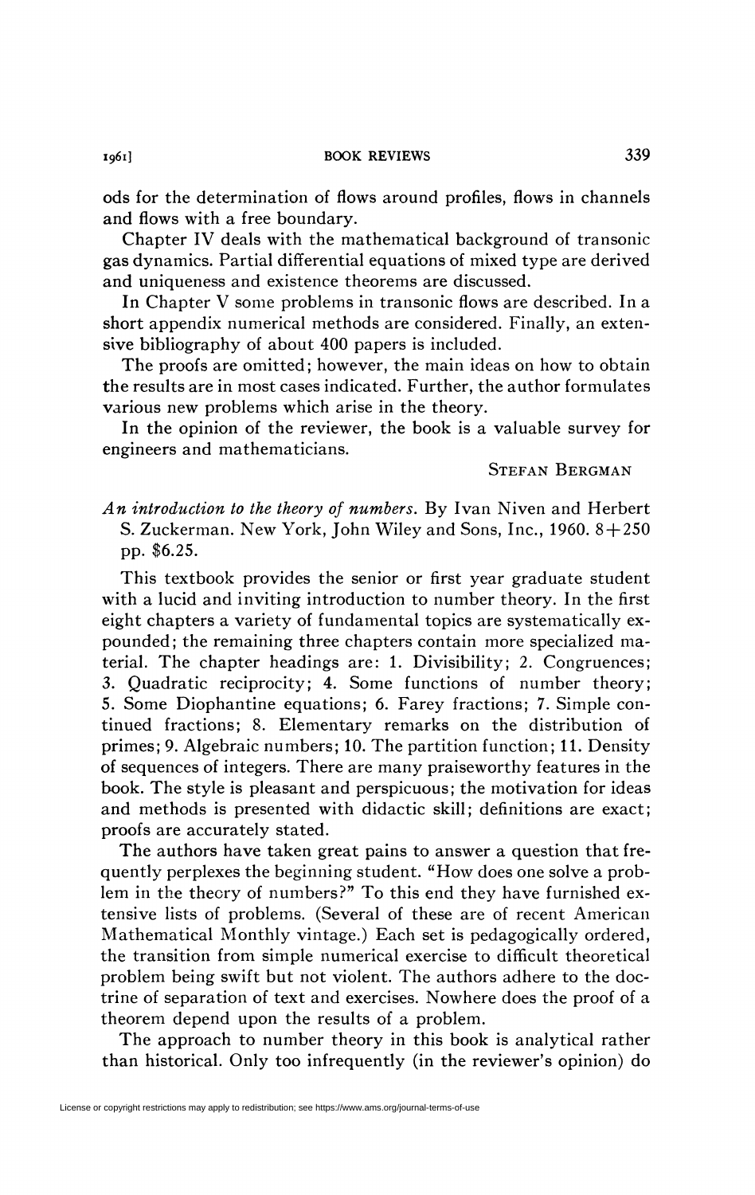ods for the determination of flows around profiles, flows in channels and flows with a free boundary.

Chapter IV deals with the mathematical background of transonic gas dynamics. Partial differential equations of mixed type are derived and uniqueness and existence theorems are discussed.

In Chapter V some problems in transonic flows are described. In a short appendix numerical methods are considered. Finally, an extensive bibliography of about 400 papers is included.

The proofs are omitted; however, the main ideas on how to obtain the results are in most cases indicated. Further, the author formulates various new problems which arise in the theory.

In the opinion of the reviewer, the book is a valuable survey for engineers and mathematicians.

STEFAN BERGMAN

*An introduction to the theory of numbers.* By Ivan Niven and Herbert S. Zuckerman. New York, John Wiley and Sons, Inc., 1960. 8+250 pp. $6.25.

This textbook provides the senior or first year graduate student with a lucid and inviting introduction to number theory. In the first eight chapters a variety of fundamental topics are systematically expounded; the remaining three chapters contain more specialized material. The chapter headings are: 1. Divisibility; 2. Congruences; 3. Quadratic reciprocity; 4. Some functions of number theory; 5. Some Diophantine equations; 6. Farey fractions; 7. Simple continued fractions; 8. Elementary remarks on the distribution of primes; 9. Algebraic numbers; 10. The partition function; 11. Density of sequences of integers. There are many praiseworthy features in the book. The style is pleasant and perspicuous; the motivation for ideas and methods is presented with didactic skill; definitions are exact; proofs are accurately stated.

The authors have taken great pains to answer a question that frequently perplexes the beginning student. "How does one solve a problem in the theory of numbers?" To this end they have furnished extensive lists of problems. (Several of these are of recent American Mathematical Monthly vintage.) Each set is pedagogically ordered, the transition from simple numerical exercise to difficult theoretical problem being swift but not violent. The authors adhere to the doctrine of separation of text and exercises. Nowhere does the proof of a theorem depend upon the results of a problem.

The approach to number theory in this book is analytical rather than historical. Only too infrequently (in the reviewer's opinion) do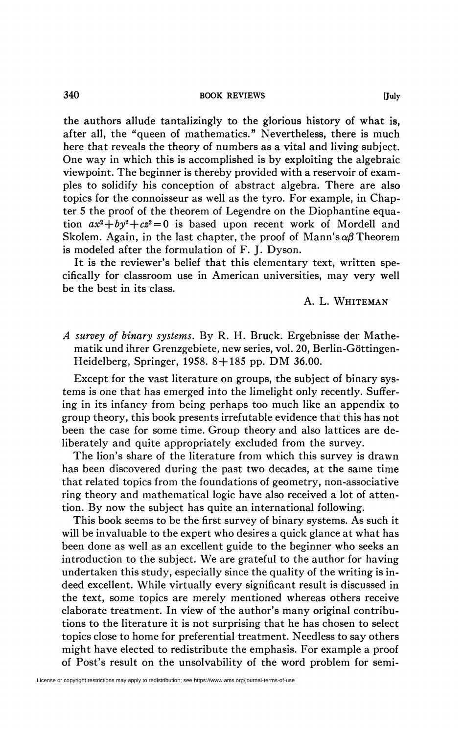the authors allude tantalizingly to the glorious history of what is, after all, the "queen of mathematics." Nevertheless, there is much here that reveals the theory of numbers as a vital and living subject. One way in which this is accomplished is by exploiting the algebraic viewpoint. The beginner is thereby provided with a reservoir of examples to solidify his conception of abstract algebra. There are also topics for the connoisseur as well as the tyro. For example, in Chapter 5 the proof of the theorem of Legendre on the Diophantine equation $ax^2+by^2+cz^2=0$ is based upon recent work of Mordell and Skolem. Again, in the last chapter, the proof of Mann's $\alpha\beta$ Theorem is modeled after the formulation of F. J. Dyson.

It is the reviewer's belief that this elementary text, written specifically for classroom use in American universities, may very well be the best in its class.

A. L. WHITEMAN

*A survey of binary systems*. By R. H. Bruck. Ergebnisse der Mathematik und ihrer Grenzgebiete, new series, vol. 20, Berlin-Göttingen-Heidelberg, Springer, 1958. 8+185 pp. DM 36.00.

Except for the vast literature on groups, the subject of binary systems is one that has emerged into the limelight only recently. Suffering in its infancy from being perhaps too much like an appendix to group theory, this book presents irrefutable evidence that this has not been the case for some time. Group theory and also lattices are deliberately and quite appropriately excluded from the survey.

The lion's share of the literature from which this survey is drawn has been discovered during the past two decades, at the same time that related topics from the foundations of geometry, non-associative ring theory and mathematical logic have also received a lot of attention. By now the subject has quite an international following.

This book seems to be the first survey of binary systems. As such it will be invaluable to the expert who desires a quick glance at what has been done as well as an excellent guide to the beginner who seeks an introduction to the subject. We are grateful to the author for having undertaken this study, especially since the quality of the writing is indeed excellent. While virtually every significant result is discussed in the text, some topics are merely mentioned whereas others receive elaborate treatment. In view of the author's many original contributions to the literature it is not surprising that he has chosen to select topics close to home for preferential treatment. Needless to say others might have elected to redistribute the emphasis. For example a proof of Post's result on the unsolvability of the word problem for semi-